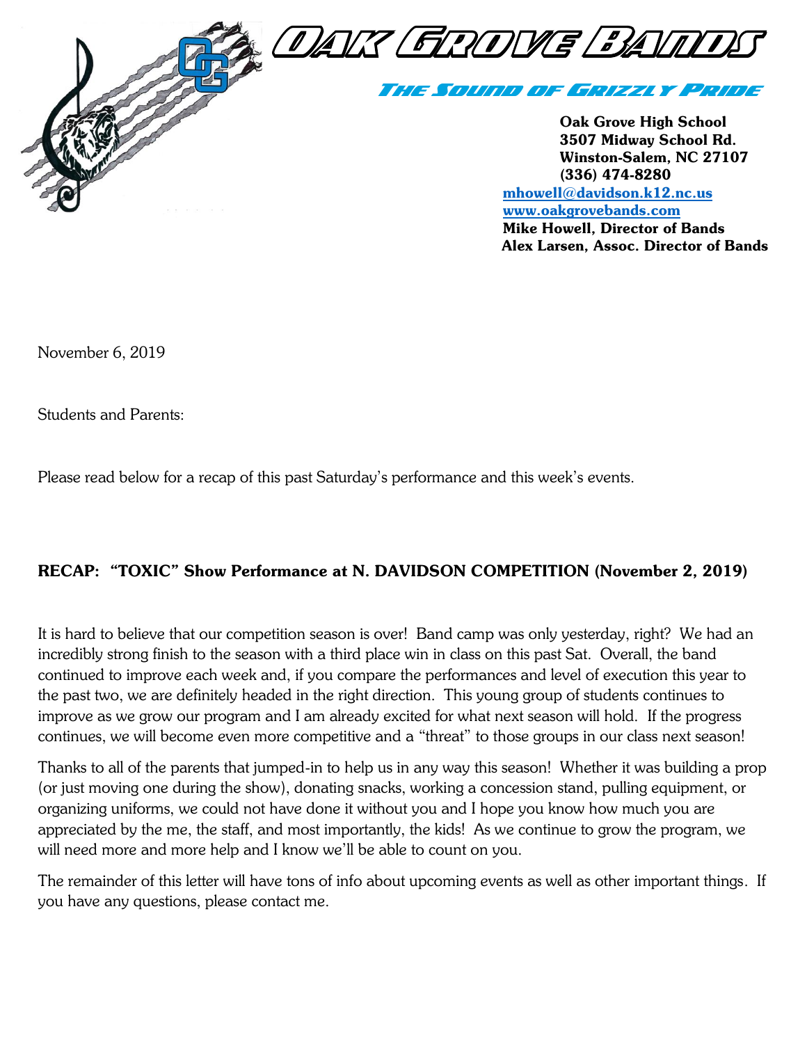# OAK GROVE BANDS

## THE SOUND OF GRIZZLY PRIDE

**Oak Grove High School**
**3507 Midway School Rd.**
**Winston-Salem, NC 27107**
**(336) 474-8280**
**mhowell@davidson.k12.nc.us**
**www.oakgrovebands.com**
**Mike Howell, Director of Bands**
**Alex Larsen, Assoc. Director of Bands**

November 6, 2019

Students and Parents:

Please read below for a recap of this past Saturday's performance and this week's events.

### RECAP: "TOXIC" Show Performance at N. DAVIDSON COMPETITION (November 2, 2019)

It is hard to believe that our competition season is over! Band camp was only yesterday, right? We had an incredibly strong finish to the season with a third place win in class on this past Sat. Overall, the band continued to improve each week and, if you compare the performances and level of execution this year to the past two, we are definitely headed in the right direction. This young group of students continues to improve as we grow our program and I am already excited for what next season will hold. If the progress continues, we will become even more competitive and a "threat" to those groups in our class next season!

Thanks to all of the parents that jumped-in to help us in any way this season! Whether it was building a prop (or just moving one during the show), donating snacks, working a concession stand, pulling equipment, or organizing uniforms, we could not have done it without you and I hope you know how much you are appreciated by the me, the staff, and most importantly, the kids! As we continue to grow the program, we will need more and more help and I know we'll be able to count on you.

The remainder of this letter will have tons of info about upcoming events as well as other important things. If you have any questions, please contact me.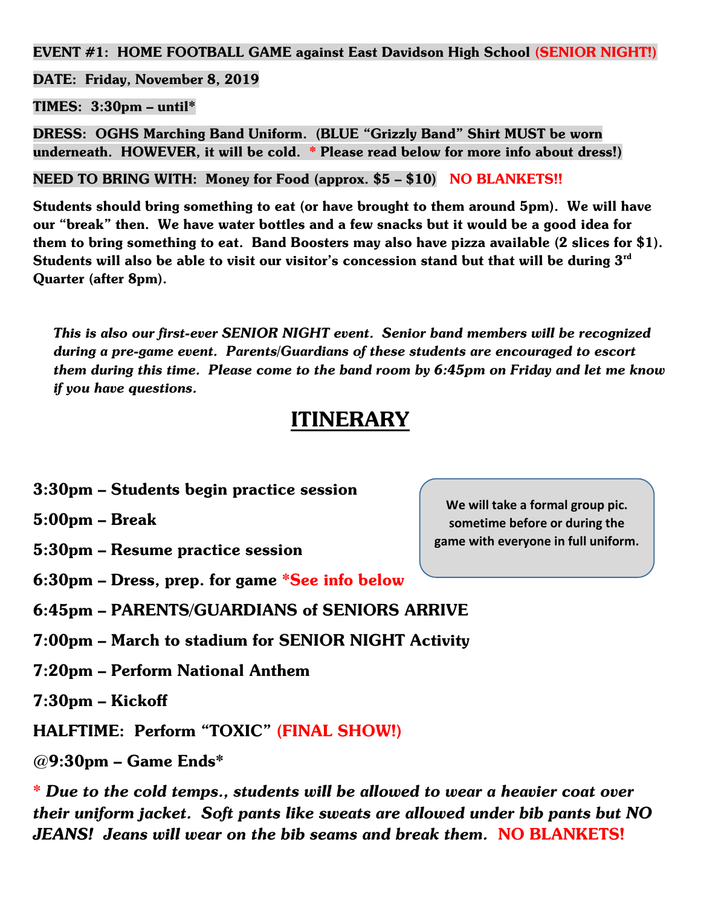**EVENT #1: HOME FOOTBALL GAME against East Davidson High School (SENIOR NIGHT!)**

**DATE: Friday, November 8, 2019**

**TIMES: 3:30pm – until***

**DRESS: OGHS Marching Band Uniform. (BLUE "Grizzly Band" Shirt MUST be worn underneath. HOWEVER, it will be cold. * Please read below for more info about dress!)**

**NEED TO BRING WITH: Money for Food (approx. $5 – $10) NO BLANKETS!!**

**Students should bring something to eat (or have brought to them around 5pm). We will have our "break" then. We have water bottles and a few snacks but it would be a good idea for them to bring something to eat. Band Boosters may also have pizza available (2 slices for $1). Students will also be able to visit our visitor's concession stand but that will be during 3rd Quarter (after 8pm).**

***This is also our first-ever SENIOR NIGHT event. Senior band members will be recognized during a pre-game event. Parents/Guardians of these students are encouraged to escort them during this time. Please come to the band room by 6:45pm on Friday and let me know if you have questions.***

# ITINERARY

**We will take a formal group pic. sometime before or during the game with everyone in full uniform.**

**3:30pm – Students begin practice session**

**5:00pm – Break**

**5:30pm – Resume practice session**

**6:30pm – Dress, prep. for game *See info below**

**6:45pm – PARENTS/GUARDIANS of SENIORS ARRIVE**

**7:00pm – March to stadium for SENIOR NIGHT Activity**

**7:20pm – Perform National Anthem**

**7:30pm – Kickoff**

**HALFTIME: Perform "TOXIC" (FINAL SHOW!)**

**@9:30pm – Game Ends***

***\* Due to the cold temps., students will be allowed to wear a heavier coat over their uniform jacket. Soft pants like sweats are allowed under bib pants but NO JEANS! Jeans will wear on the bib seams and break them.* NO BLANKETS!**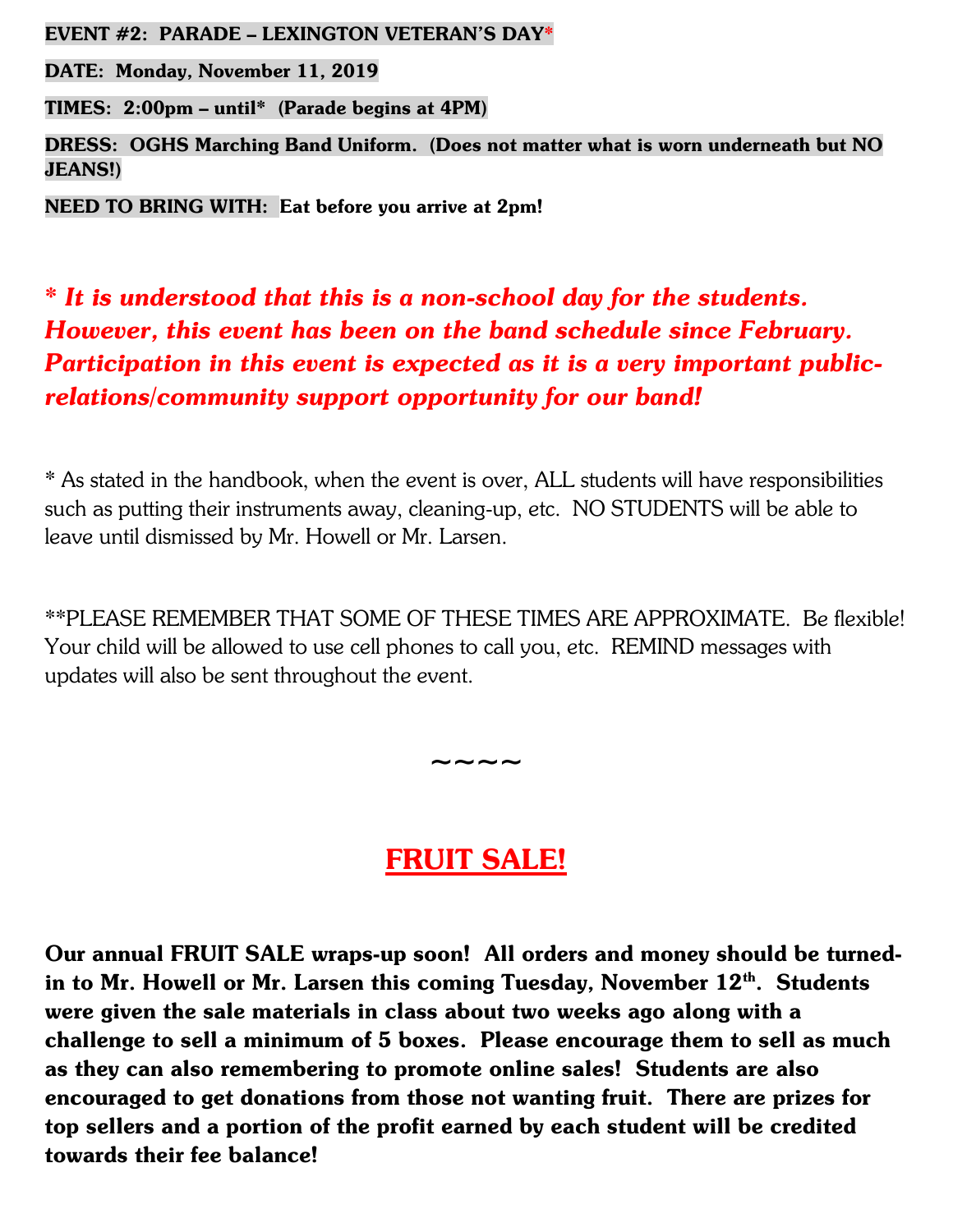**EVENT #2: PARADE – LEXINGTON VETERAN'S DAY***

**DATE: Monday, November 11, 2019**

**TIMES: 2:00pm – until* (Parade begins at 4PM)**

**DRESS: OGHS Marching Band Uniform. (Does not matter what is worn underneath but NO JEANS!)**

**NEED TO BRING WITH: Eat before you arrive at 2pm!**

***\* It is understood that this is a non-school day for the students. However, this event has been on the band schedule since February. Participation in this event is expected as it is a very important public-relations/community support opportunity for our band!***

\* As stated in the handbook, when the event is over, ALL students will have responsibilities such as putting their instruments away, cleaning-up, etc. NO STUDENTS will be able to leave until dismissed by Mr. Howell or Mr. Larsen.

\*\*PLEASE REMEMBER THAT SOME OF THESE TIMES ARE APPROXIMATE. Be flexible! Your child will be allowed to use cell phones to call you, etc. REMIND messages with updates will also be sent throughout the event.

~~~~

## FRUIT SALE!

**Our annual FRUIT SALE wraps-up soon! All orders and money should be turned-in to Mr. Howell or Mr. Larsen this coming Tuesday, November 12th. Students were given the sale materials in class about two weeks ago along with a challenge to sell a minimum of 5 boxes. Please encourage them to sell as much as they can also remembering to promote online sales! Students are also encouraged to get donations from those not wanting fruit. There are prizes for top sellers and a portion of the profit earned by each student will be credited towards their fee balance!**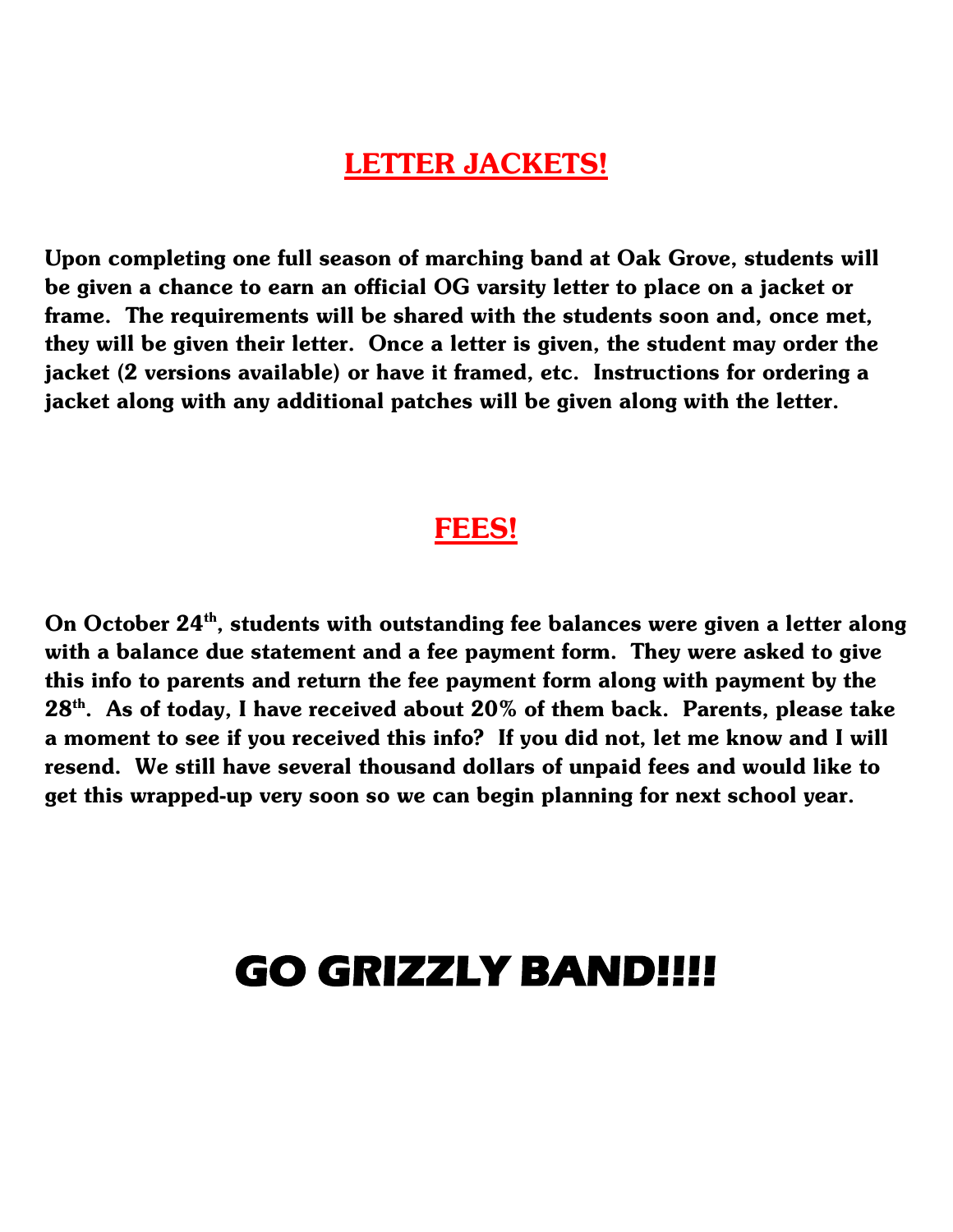## LETTER JACKETS!

**Upon completing one full season of marching band at Oak Grove, students will be given a chance to earn an official OG varsity letter to place on a jacket or frame. The requirements will be shared with the students soon and, once met, they will be given their letter. Once a letter is given, the student may order the jacket (2 versions available) or have it framed, etc. Instructions for ordering a jacket along with any additional patches will be given along with the letter.**

## FEES!

**On October 24th, students with outstanding fee balances were given a letter along with a balance due statement and a fee payment form. They were asked to give this info to parents and return the fee payment form along with payment by the 28th. As of today, I have received about 20% of them back. Parents, please take a moment to see if you received this info? If you did not, let me know and I will resend. We still have several thousand dollars of unpaid fees and would like to get this wrapped-up very soon so we can begin planning for next school year.**

# GO GRIZZLY BAND!!!!